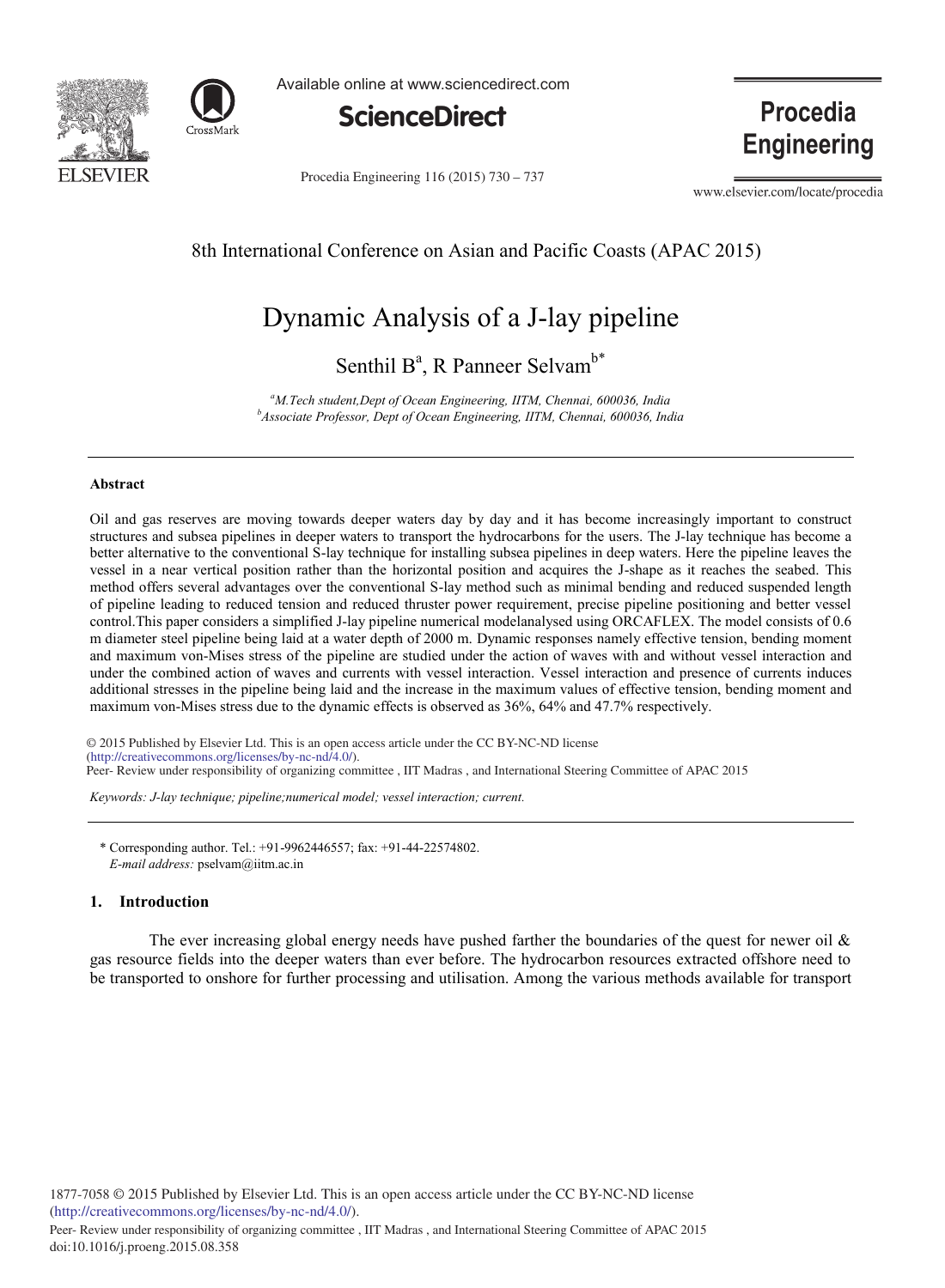8th International Conference on Asian and Pacific Coasts (APAC 2015)

# Dynamic Analysis of a J-lay pipeline

Senthil B[a], R Panneer Selvam[b*]

[a]M.Tech student,Dept of Ocean Engineering, IITM, Chennai, 600036, India
[b]Associate Professor, Dept of Ocean Engineering, IITM, Chennai, 600036, India

## Abstract

Oil and gas reserves are moving towards deeper waters day by day and it has become increasingly important to construct structures and subsea pipelines in deeper waters to transport the hydrocarbons for the users. The J-lay technique has become a better alternative to the conventional S-lay technique for installing subsea pipelines in deep waters. Here the pipeline leaves the vessel in a near vertical position rather than the horizontal position and acquires the J-shape as it reaches the seabed. This method offers several advantages over the conventional S-lay method such as minimal bending and reduced suspended length of pipeline leading to reduced tension and reduced thruster power requirement, precise pipeline positioning and better vessel control.This paper considers a simplified J-lay pipeline numerical modelanalysed using ORCAFLEX. The model consists of 0.6 m diameter steel pipeline being laid at a water depth of 2000 m. Dynamic responses namely effective tension, bending moment and maximum von-Mises stress of the pipeline are studied under the action of waves with and without vessel interaction and under the combined action of waves and currents with vessel interaction. Vessel interaction and presence of currents induces additional stresses in the pipeline being laid and the increase in the maximum values of effective tension, bending moment and maximum von-Mises stress due to the dynamic effects is observed as 36%, 64% and 47.7% respectively.

© 2015 Published by Elsevier Ltd. This is an open access article under the CC BY-NC-ND license (http://creativecommons.org/licenses/by-nc-nd/4.0/).
Peer- Review under responsibility of organizing committee , IIT Madras , and International Steering Committee of APAC 2015

*Keywords:* J-lay technique; pipeline;numerical model; vessel interaction; current.

\* Corresponding author. Tel.: +91-9962446557; fax: +91-44-22574802.
*E-mail address:* pselvam@iitm.ac.in

## 1. Introduction

The ever increasing global energy needs have pushed farther the boundaries of the quest for newer oil & gas resource fields into the deeper waters than ever before. The hydrocarbon resources extracted offshore need to be transported to onshore for further processing and utilisation. Among the various methods available for transport

1877-7058 © 2015 Published by Elsevier Ltd. This is an open access article under the CC BY-NC-ND license (http://creativecommons.org/licenses/by-nc-nd/4.0/).
Peer- Review under responsibility of organizing committee , IIT Madras , and International Steering Committee of APAC 2015
doi:10.1016/j.proeng.2015.08.358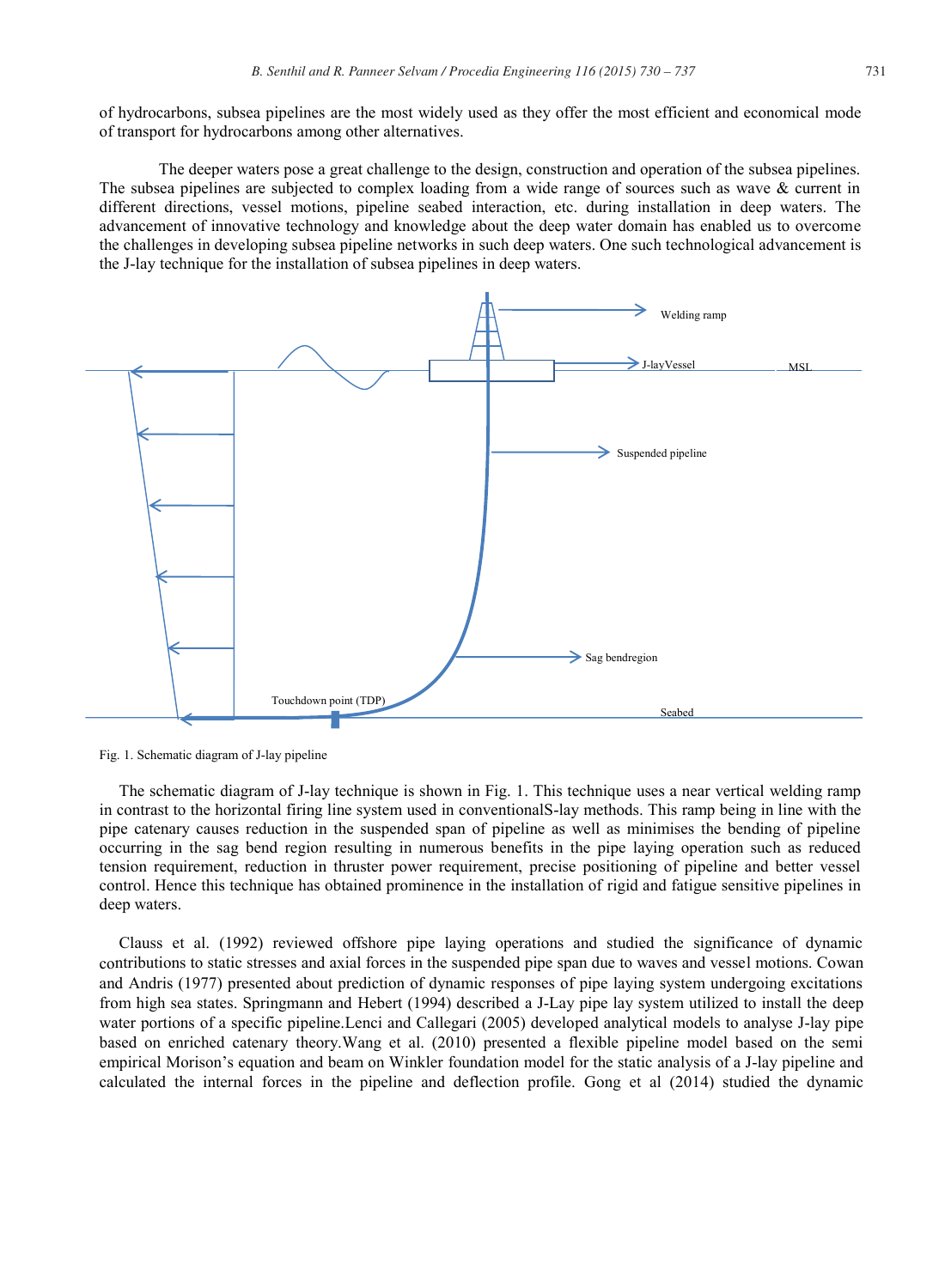of hydrocarbons, subsea pipelines are the most widely used as they offer the most efficient and economical mode of transport for hydrocarbons among other alternatives.

The deeper waters pose a great challenge to the design, construction and operation of the subsea pipelines. The subsea pipelines are subjected to complex loading from a wide range of sources such as wave & current in different directions, vessel motions, pipeline seabed interaction, etc. during installation in deep waters. The advancement of innovative technology and knowledge about the deep water domain has enabled us to overcome the challenges in developing subsea pipeline networks in such deep waters. One such technological advancement is the J-lay technique for the installation of subsea pipelines in deep waters.

Fig. 1. Schematic diagram of J-lay pipeline

The schematic diagram of J-lay technique is shown in Fig. 1. This technique uses a near vertical welding ramp in contrast to the horizontal firing line system used in conventionalS-lay methods. This ramp being in line with the pipe catenary causes reduction in the suspended span of pipeline as well as minimises the bending of pipeline occurring in the sag bend region resulting in numerous benefits in the pipe laying operation such as reduced tension requirement, reduction in thruster power requirement, precise positioning of pipeline and better vessel control. Hence this technique has obtained prominence in the installation of rigid and fatigue sensitive pipelines in deep waters.

Clauss et al. (1992) reviewed offshore pipe laying operations and studied the significance of dynamic contributions to static stresses and axial forces in the suspended pipe span due to waves and vessel motions. Cowan and Andris (1977) presented about prediction of dynamic responses of pipe laying system undergoing excitations from high sea states. Springmann and Hebert (1994) described a J-Lay pipe lay system utilized to install the deep water portions of a specific pipeline.Lenci and Callegari (2005) developed analytical models to analyse J-lay pipe based on enriched catenary theory.Wang et al. (2010) presented a flexible pipeline model based on the semi empirical Morison's equation and beam on Winkler foundation model for the static analysis of a J-lay pipeline and calculated the internal forces in the pipeline and deflection profile. Gong et al (2014) studied the dynamic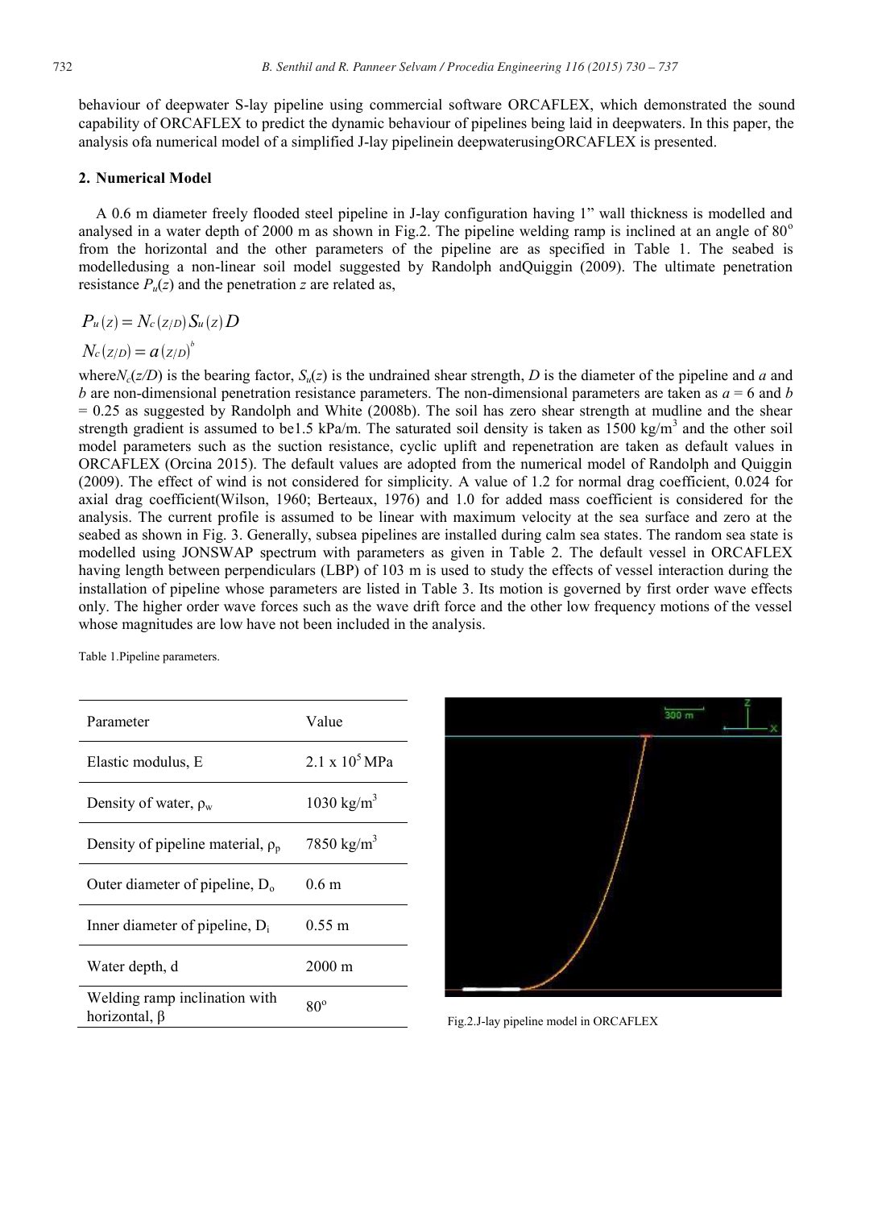behaviour of deepwater S-lay pipeline using commercial software ORCAFLEX, which demonstrated the sound capability of ORCAFLEX to predict the dynamic behaviour of pipelines being laid in deepwaters. In this paper, the analysis ofa numerical model of a simplified J-lay pipelinein deepwaterusingORCAFLEX is presented.

## 2. Numerical Model

A 0.6 m diameter freely flooded steel pipeline in J-lay configuration having 1" wall thickness is modelled and analysed in a water depth of 2000 m as shown in Fig.2. The pipeline welding ramp is inclined at an angle of 80° from the horizontal and the other parameters of the pipeline are as specified in Table 1. The seabed is modelledusing a non-linear soil model suggested by Randolph andQuiggin (2009). The ultimate penetration resistance $P_u(z)$ and the penetration $z$ are related as,

$$P_u(z) = N_c(z/D)\, S_u(z)\, D$$

$$N_c(z/D) = a\,(z/D)^b$$

where$N_c(z/D)$ is the bearing factor, $S_u(z)$ is the undrained shear strength, $D$ is the diameter of the pipeline and $a$ and $b$ are non-dimensional penetration resistance parameters. The non-dimensional parameters are taken as $a = 6$ and $b = 0.25$ as suggested by Randolph and White (2008b). The soil has zero shear strength at mudline and the shear strength gradient is assumed to be1.5 kPa/m. The saturated soil density is taken as 1500 kg/m$^3$ and the other soil model parameters such as the suction resistance, cyclic uplift and repenetration are taken as default values in ORCAFLEX (Orcina 2015). The default values are adopted from the numerical model of Randolph and Quiggin (2009). The effect of wind is not considered for simplicity. A value of 1.2 for normal drag coefficient, 0.024 for axial drag coefficient(Wilson, 1960; Berteaux, 1976) and 1.0 for added mass coefficient is considered for the analysis. The current profile is assumed to be linear with maximum velocity at the sea surface and zero at the seabed as shown in Fig. 3. Generally, subsea pipelines are installed during calm sea states. The random sea state is modelled using JONSWAP spectrum with parameters as given in Table 2. The default vessel in ORCAFLEX having length between perpendiculars (LBP) of 103 m is used to study the effects of vessel interaction during the installation of pipeline whose parameters are listed in Table 3. Its motion is governed by first order wave effects only. The higher order wave forces such as the wave drift force and the other low frequency motions of the vessel whose magnitudes are low have not been included in the analysis.

Table 1.Pipeline parameters.

| Parameter | Value |
|---|---|
| Elastic modulus, E | 2.1 x 10$^5$ MPa |
| Density of water, $\rho_w$ | 1030 kg/m$^3$ |
| Density of pipeline material, $\rho_p$ | 7850 kg/m$^3$ |
| Outer diameter of pipeline, $D_o$ | 0.6 m |
| Inner diameter of pipeline, $D_i$ | 0.55 m |
| Water depth, d | 2000 m |
| Welding ramp inclination with horizontal, $\beta$ | 80° |

Fig.2.J-lay pipeline model in ORCAFLEX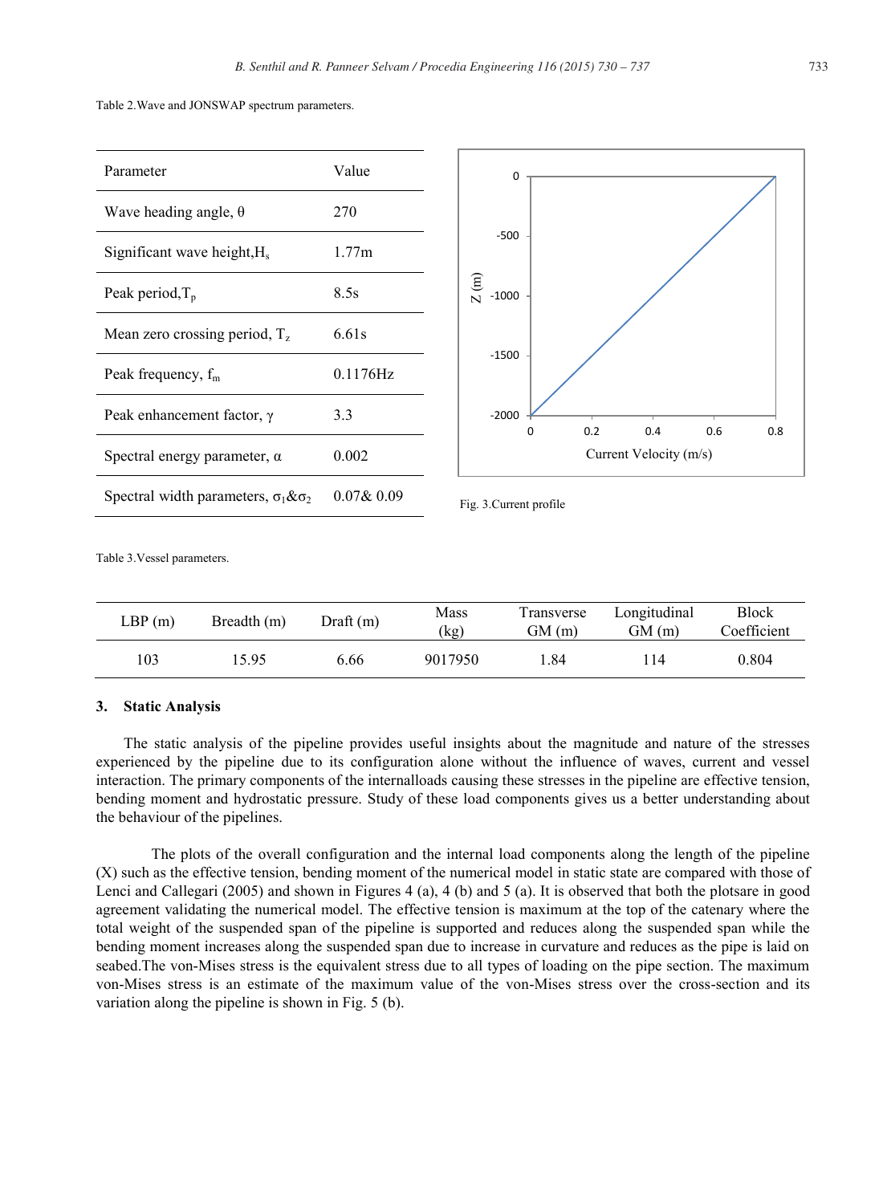Table 2.Wave and JONSWAP spectrum parameters.

| Parameter | Value |
|---|---|
| Wave heading angle, $\theta$ | 270 |
| Significant wave height, $H_s$ | 1.77m |
| Peak period, $T_p$ | 8.5s |
| Mean zero crossing period, $T_z$ | 6.61s |
| Peak frequency, $f_m$ | 0.1176Hz |
| Peak enhancement factor, $\gamma$ | 3.3 |
| Spectral energy parameter, $\alpha$ | 0.002 |
| Spectral width parameters, $\sigma_1$&$\sigma_2$ | 0.07& 0.09 |

Fig. 3.Current profile

Table 3.Vessel parameters.

| LBP (m) | Breadth (m) | Draft (m) | Mass (kg) | Transverse GM (m) | Longitudinal GM (m) | Block Coefficient |
|---|---|---|---|---|---|---|
| 103 | 15.95 | 6.66 | 9017950 | 1.84 | 114 | 0.804 |

## 3. Static Analysis

The static analysis of the pipeline provides useful insights about the magnitude and nature of the stresses experienced by the pipeline due to its configuration alone without the influence of waves, current and vessel interaction. The primary components of the internalloads causing these stresses in the pipeline are effective tension, bending moment and hydrostatic pressure. Study of these load components gives us a better understanding about the behaviour of the pipelines.

The plots of the overall configuration and the internal load components along the length of the pipeline (X) such as the effective tension, bending moment of the numerical model in static state are compared with those of Lenci and Callegari (2005) and shown in Figures 4 (a), 4 (b) and 5 (a). It is observed that both the plotsare in good agreement validating the numerical model. The effective tension is maximum at the top of the catenary where the total weight of the suspended span of the pipeline is supported and reduces along the suspended span while the bending moment increases along the suspended span due to increase in curvature and reduces as the pipe is laid on seabed.The von-Mises stress is the equivalent stress due to all types of loading on the pipe section. The maximum von-Mises stress is an estimate of the maximum value of the von-Mises stress over the cross-section and its variation along the pipeline is shown in Fig. 5 (b).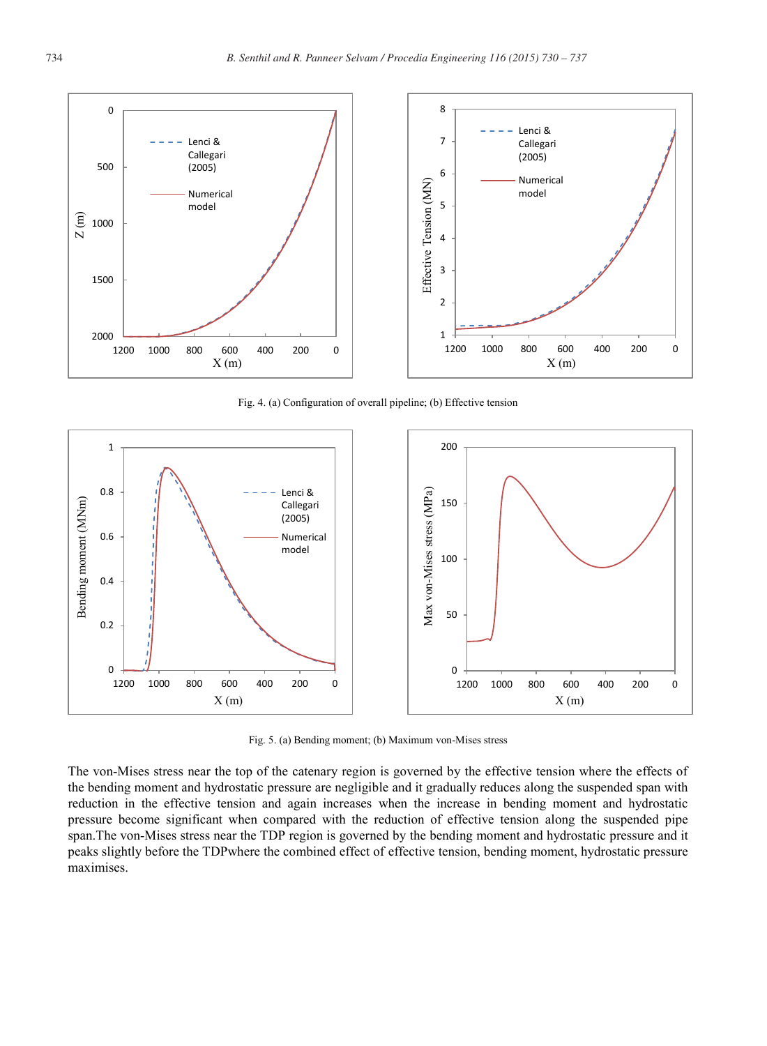Fig. 4. (a) Configuration of overall pipeline; (b) Effective tension

Fig. 5. (a) Bending moment; (b) Maximum von-Mises stress

The von-Mises stress near the top of the catenary region is governed by the effective tension where the effects of the bending moment and hydrostatic pressure are negligible and it gradually reduces along the suspended span with reduction in the effective tension and again increases when the increase in bending moment and hydrostatic pressure become significant when compared with the reduction of effective tension along the suspended pipe span.The von-Mises stress near the TDP region is governed by the bending moment and hydrostatic pressure and it peaks slightly before the TDPwhere the combined effect of effective tension, bending moment, hydrostatic pressure maximises.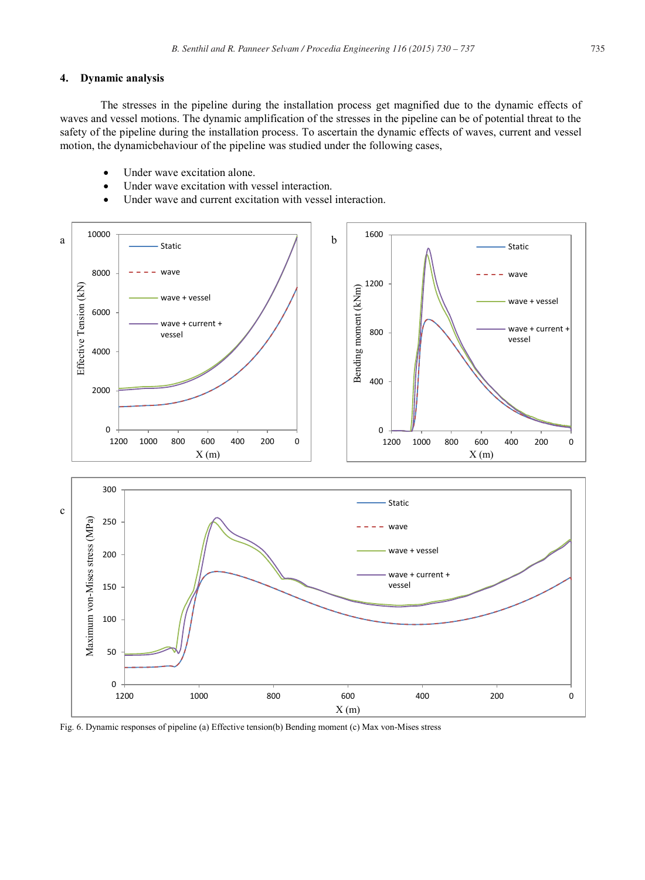## 4. Dynamic analysis

The stresses in the pipeline during the installation process get magnified due to the dynamic effects of waves and vessel motions. The dynamic amplification of the stresses in the pipeline can be of potential threat to the safety of the pipeline during the installation process. To ascertain the dynamic effects of waves, current and vessel motion, the dynamicbehaviour of the pipeline was studied under the following cases,

- Under wave excitation alone.
- Under wave excitation with vessel interaction.
- Under wave and current excitation with vessel interaction.

Fig. 6. Dynamic responses of pipeline (a) Effective tension(b) Bending moment (c) Max von-Mises stress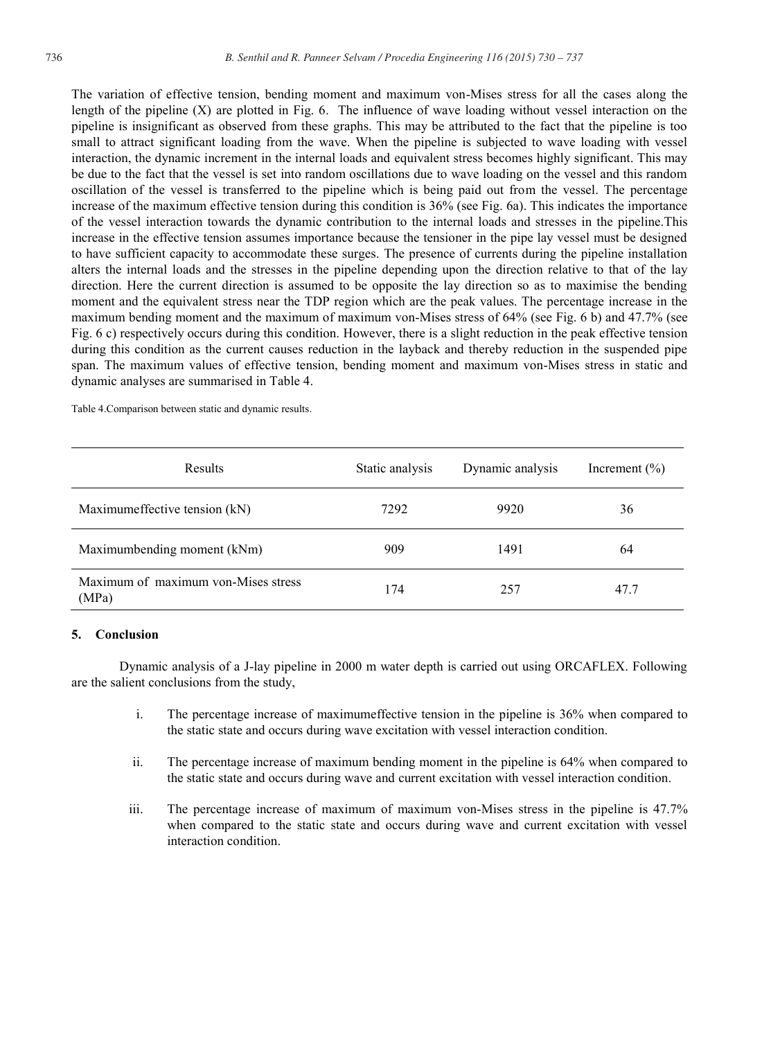The variation of effective tension, bending moment and maximum von-Mises stress for all the cases along the length of the pipeline (X) are plotted in Fig. 6. The influence of wave loading without vessel interaction on the pipeline is insignificant as observed from these graphs. This may be attributed to the fact that the pipeline is too small to attract significant loading from the wave. When the pipeline is subjected to wave loading with vessel interaction, the dynamic increment in the internal loads and equivalent stress becomes highly significant. This may be due to the fact that the vessel is set into random oscillations due to wave loading on the vessel and this random oscillation of the vessel is transferred to the pipeline which is being paid out from the vessel. The percentage increase of the maximum effective tension during this condition is 36% (see Fig. 6a). This indicates the importance of the vessel interaction towards the dynamic contribution to the internal loads and stresses in the pipeline.This increase in the effective tension assumes importance because the tensioner in the pipe lay vessel must be designed to have sufficient capacity to accommodate these surges. The presence of currents during the pipeline installation alters the internal loads and the stresses in the pipeline depending upon the direction relative to that of the lay direction. Here the current direction is assumed to be opposite the lay direction so as to maximise the bending moment and the equivalent stress near the TDP region which are the peak values. The percentage increase in the maximum bending moment and the maximum of maximum von-Mises stress of 64% (see Fig. 6 b) and 47.7% (see Fig. 6 c) respectively occurs during this condition. However, there is a slight reduction in the peak effective tension during this condition as the current causes reduction in the layback and thereby reduction in the suspended pipe span. The maximum values of effective tension, bending moment and maximum von-Mises stress in static and dynamic analyses are summarised in Table 4.

Table 4.Comparison between static and dynamic results.

| Results | Static analysis | Dynamic analysis | Increment (%) |
|---|---|---|---|
| Maximumeffective tension (kN) | 7292 | 9920 | 36 |
| Maximumbending moment (kNm) | 909 | 1491 | 64 |
| Maximum of maximum von-Mises stress (MPa) | 174 | 257 | 47.7 |

## 5. Conclusion

Dynamic analysis of a J-lay pipeline in 2000 m water depth is carried out using ORCAFLEX. Following are the salient conclusions from the study,

i. The percentage increase of maximumeffective tension in the pipeline is 36% when compared to the static state and occurs during wave excitation with vessel interaction condition.

ii. The percentage increase of maximum bending moment in the pipeline is 64% when compared to the static state and occurs during wave and current excitation with vessel interaction condition.

iii. The percentage increase of maximum of maximum von-Mises stress in the pipeline is 47.7% when compared to the static state and occurs during wave and current excitation with vessel interaction condition.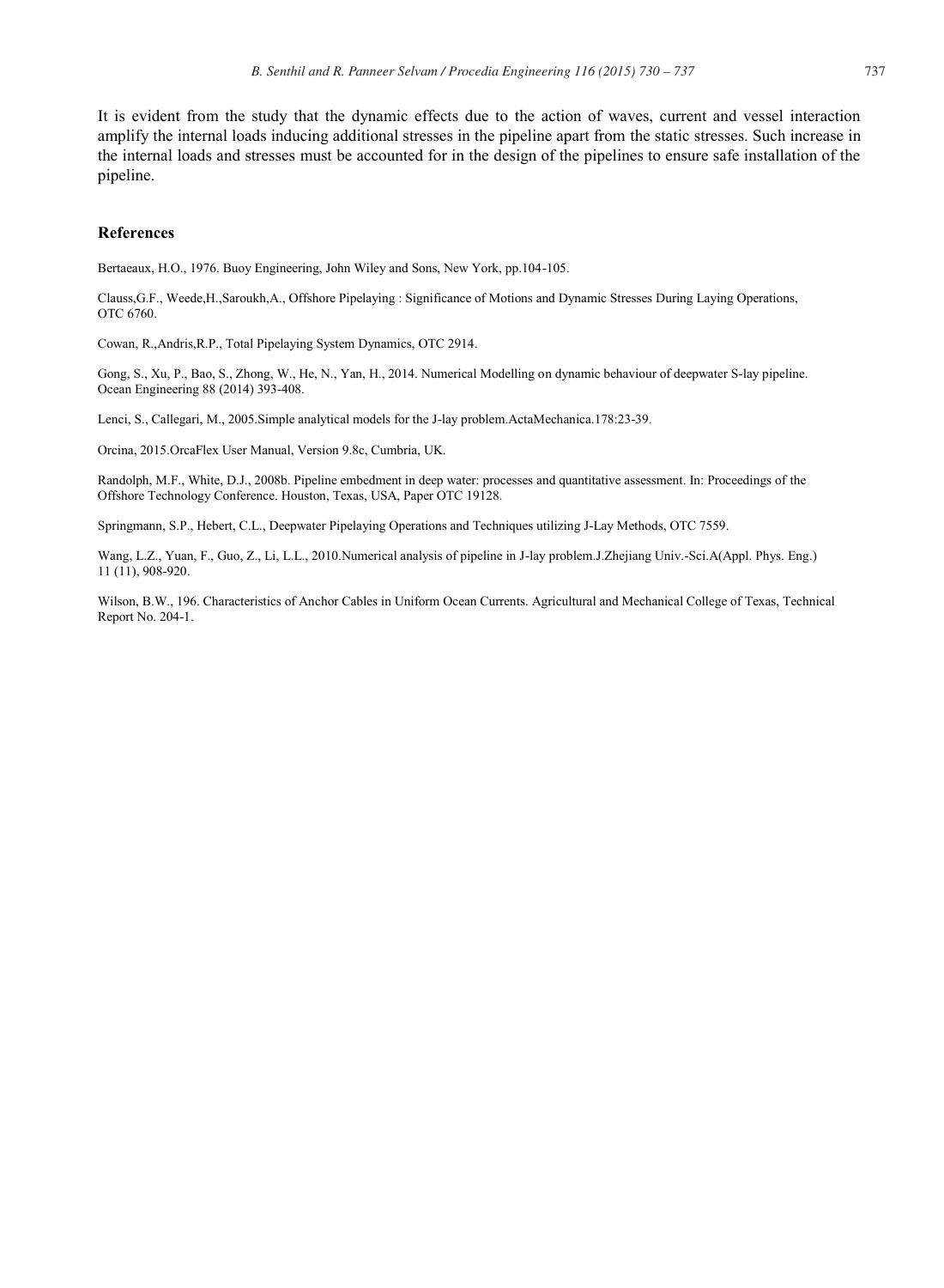It is evident from the study that the dynamic effects due to the action of waves, current and vessel interaction amplify the internal loads inducing additional stresses in the pipeline apart from the static stresses. Such increase in the internal loads and stresses must be accounted for in the design of the pipelines to ensure safe installation of the pipeline.

## References

Bertaeaux, H.O., 1976. Buoy Engineering, John Wiley and Sons, New York, pp.104-105.

Clauss,G.F., Weede,H.,Saroukh,A., Offshore Pipelaying : Significance of Motions and Dynamic Stresses During Laying Operations, OTC 6760.

Cowan, R.,Andris,R.P., Total Pipelaying System Dynamics, OTC 2914.

Gong, S., Xu, P., Bao, S., Zhong, W., He, N., Yan, H., 2014. Numerical Modelling on dynamic behaviour of deepwater S-lay pipeline. Ocean Engineering 88 (2014) 393-408.

Lenci, S., Callegari, M., 2005.Simple analytical models for the J-lay problem.ActaMechanica.178:23-39.

Orcina, 2015.OrcaFlex User Manual, Version 9.8c, Cumbria, UK.

Randolph, M.F., White, D.J., 2008b. Pipeline embedment in deep water: processes and quantitative assessment. In: Proceedings of the Offshore Technology Conference. Houston, Texas, USA, Paper OTC 19128.

Springmann, S.P., Hebert, C.L., Deepwater Pipelaying Operations and Techniques utilizing J-Lay Methods, OTC 7559.

Wang, L.Z., Yuan, F., Guo, Z., Li, L.L., 2010.Numerical analysis of pipeline in J-lay problem.J.Zhejiang Univ.-Sci.A(Appl. Phys. Eng.) 11 (11), 908-920.

Wilson, B.W., 196. Characteristics of Anchor Cables in Uniform Ocean Currents. Agricultural and Mechanical College of Texas, Technical Report No. 204-1.